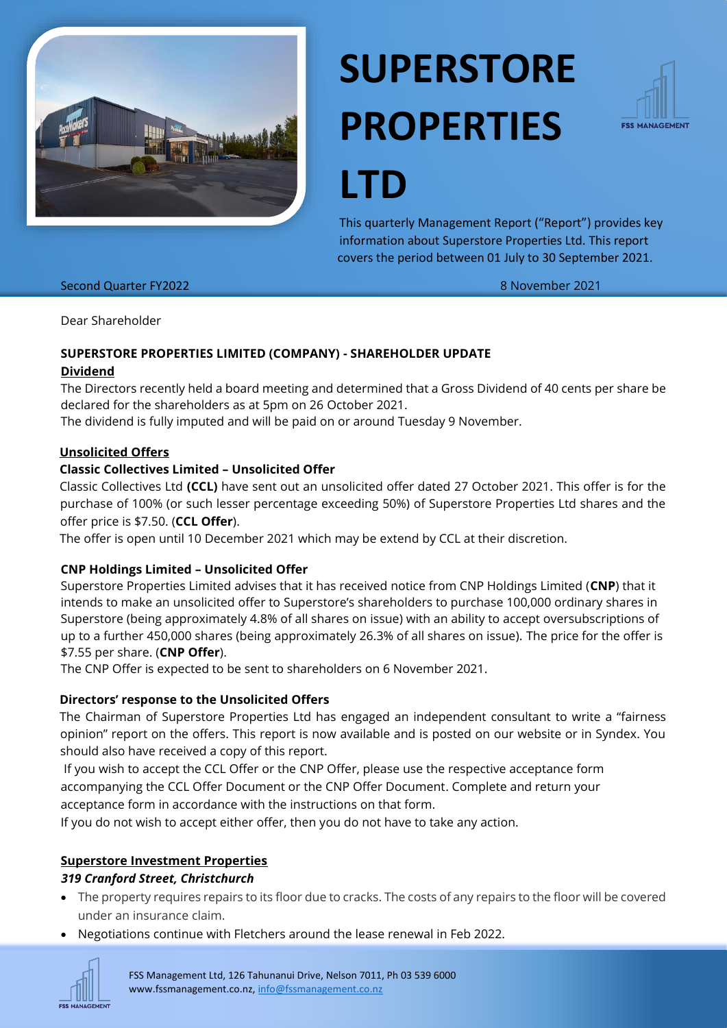# SUPERSTORE PROPERTIES LTD

This quarterly Management Report ("Report") provides key information about Superstore Properties Ltd. This report covers the period between 01 July to 30 September 2021.

Second Quarter FY2022

8 November 2021

Dear Shareholder

**SUPERSTORE PROPERTIES LIMITED (COMPANY) - SHAREHOLDER UPDATE**

**Dividend**

The Directors recently held a board meeting and determined that a Gross Dividend of 40 cents per share be declared for the shareholders as at 5pm on 26 October 2021.

The dividend is fully imputed and will be paid on or around Tuesday 9 November.

**Unsolicited Offers**

**Classic Collectives Limited – Unsolicited Offer**

Classic Collectives Ltd **(CCL)** have sent out an unsolicited offer dated 27 October 2021. This offer is for the purchase of 100% (or such lesser percentage exceeding 50%) of Superstore Properties Ltd shares and the offer price is $7.50. (**CCL Offer**).

The offer is open until 10 December 2021 which may be extend by CCL at their discretion.

**CNP Holdings Limited – Unsolicited Offer**

Superstore Properties Limited advises that it has received notice from CNP Holdings Limited (**CNP**) that it intends to make an unsolicited offer to Superstore's shareholders to purchase 100,000 ordinary shares in Superstore (being approximately 4.8% of all shares on issue) with an ability to accept oversubscriptions of up to a further 450,000 shares (being approximately 26.3% of all shares on issue). The price for the offer is $7.55 per share. (**CNP Offer**).

The CNP Offer is expected to be sent to shareholders on 6 November 2021.

**Directors' response to the Unsolicited Offers**

The Chairman of Superstore Properties Ltd has engaged an independent consultant to write a "fairness opinion" report on the offers. This report is now available and is posted on our website or in Syndex. You should also have received a copy of this report.

If you wish to accept the CCL Offer or the CNP Offer, please use the respective acceptance form accompanying the CCL Offer Document or the CNP Offer Document. Complete and return your acceptance form in accordance with the instructions on that form.

If you do not wish to accept either offer, then you do not have to take any action.

**Superstore Investment Properties**

***319 Cranford Street, Christchurch***

- The property requires repairs to its floor due to cracks. The costs of any repairs to the floor will be covered under an insurance claim.
- Negotiations continue with Fletchers around the lease renewal in Feb 2022.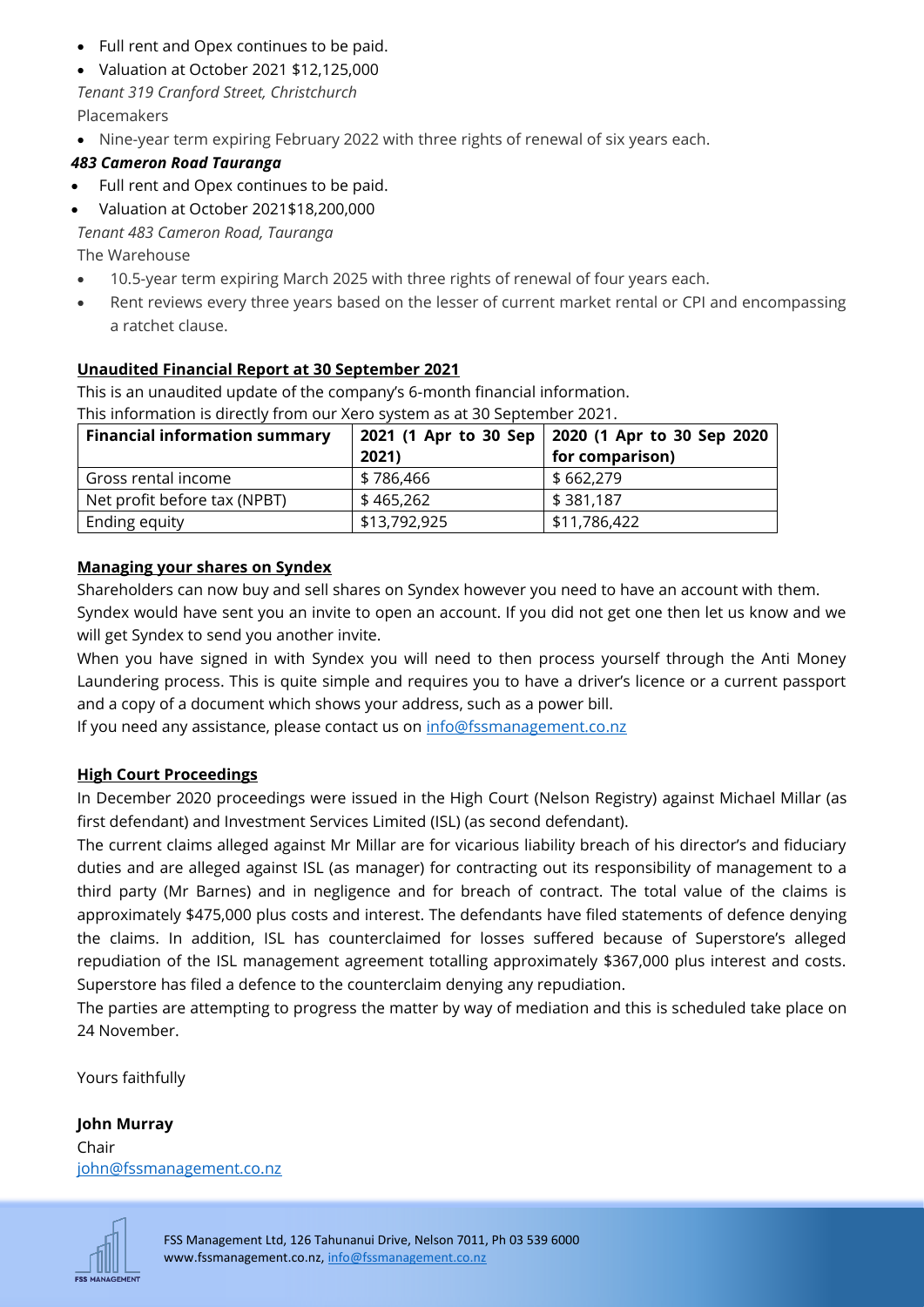- Full rent and Opex continues to be paid.
- Valuation at October 2021 $12,125,000

*Tenant 319 Cranford Street, Christchurch*

Placemakers

- Nine-year term expiring February 2022 with three rights of renewal of six years each.

***483 Cameron Road Tauranga***

- Full rent and Opex continues to be paid.
- Valuation at October 2021$18,200,000

*Tenant 483 Cameron Road, Tauranga*

The Warehouse

- 10.5-year term expiring March 2025 with three rights of renewal of four years each.
- Rent reviews every three years based on the lesser of current market rental or CPI and encompassing a ratchet clause.

**Unaudited Financial Report at 30 September 2021**

This is an unaudited update of the company's 6-month financial information.
This information is directly from our Xero system as at 30 September 2021.

| Financial information summary | 2021 (1 Apr to 30 Sep 2021) | 2020 (1 Apr to 30 Sep 2020 for comparison) |
|---|---|---|
| Gross rental income | $ 786,466 | $ 662,279 |
| Net profit before tax (NPBT) | $ 465,262 | $ 381,187 |
| Ending equity | $13,792,925 | $11,786,422 |

**Managing your shares on Syndex**

Shareholders can now buy and sell shares on Syndex however you need to have an account with them. Syndex would have sent you an invite to open an account. If you did not get one then let us know and we will get Syndex to send you another invite.

When you have signed in with Syndex you will need to then process yourself through the Anti Money Laundering process. This is quite simple and requires you to have a driver's licence or a current passport and a copy of a document which shows your address, such as a power bill.

If you need any assistance, please contact us on info@fssmanagement.co.nz

**High Court Proceedings**

In December 2020 proceedings were issued in the High Court (Nelson Registry) against Michael Millar (as first defendant) and Investment Services Limited (ISL) (as second defendant).

The current claims alleged against Mr Millar are for vicarious liability breach of his director's and fiduciary duties and are alleged against ISL (as manager) for contracting out its responsibility of management to a third party (Mr Barnes) and in negligence and for breach of contract. The total value of the claims is approximately $475,000 plus costs and interest. The defendants have filed statements of defence denying the claims. In addition, ISL has counterclaimed for losses suffered because of Superstore's alleged repudiation of the ISL management agreement totalling approximately $367,000 plus interest and costs. Superstore has filed a defence to the counterclaim denying any repudiation.

The parties are attempting to progress the matter by way of mediation and this is scheduled take place on 24 November.

Yours faithfully

**John Murray**
Chair
john@fssmanagement.co.nz